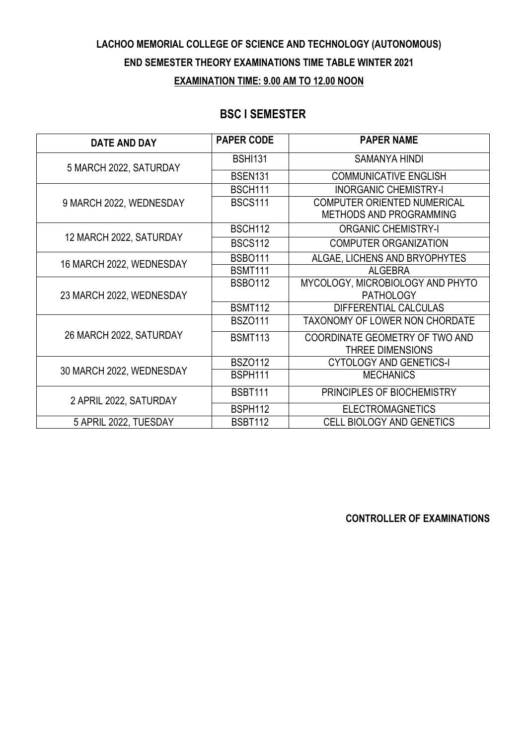**LACHOO MEMORIAL COLLEGE OF SCIENCE AND TECHNOLOGY (AUTONOMOUS)**

**END SEMESTER THEORY EXAMINATIONS TIME TABLE WINTER 2021**

**EXAMINATION TIME: 9.00 AM TO 12.00 NOON**

## BSC I SEMESTER

| DATE AND DAY | PAPER CODE | PAPER NAME |
|---|---|---|
| 5 MARCH 2022, SATURDAY | BSHI131 | SAMANYA HINDI |
| | BSEN131 | COMMUNICATIVE ENGLISH |
| 9 MARCH 2022, WEDNESDAY | BSCH111 | INORGANIC CHEMISTRY-I |
| | BSCS111 | COMPUTER ORIENTED NUMERICAL METHODS AND PROGRAMMING |
| 12 MARCH 2022, SATURDAY | BSCH112 | ORGANIC CHEMISTRY-I |
| | BSCS112 | COMPUTER ORGANIZATION |
| 16 MARCH 2022, WEDNESDAY | BSBO111 | ALGAE, LICHENS AND BRYOPHYTES |
| | BSMT111 | ALGEBRA |
| 23 MARCH 2022, WEDNESDAY | BSBO112 | MYCOLOGY, MICROBIOLOGY AND PHYTO PATHOLOGY |
| | BSMT112 | DIFFERENTIAL CALCULAS |
| 26 MARCH 2022, SATURDAY | BSZO111 | TAXONOMY OF LOWER NON CHORDATE |
| | BSMT113 | COORDINATE GEOMETRY OF TWO AND THREE DIMENSIONS |
| 30 MARCH 2022, WEDNESDAY | BSZO112 | CYTOLOGY AND GENETICS-I |
| | BSPH111 | MECHANICS |
| 2 APRIL 2022, SATURDAY | BSBT111 | PRINCIPLES OF BIOCHEMISTRY |
| | BSPH112 | ELECTROMAGNETICS |
| 5 APRIL 2022, TUESDAY | BSBT112 | CELL BIOLOGY AND GENETICS |

**CONTROLLER OF EXAMINATIONS**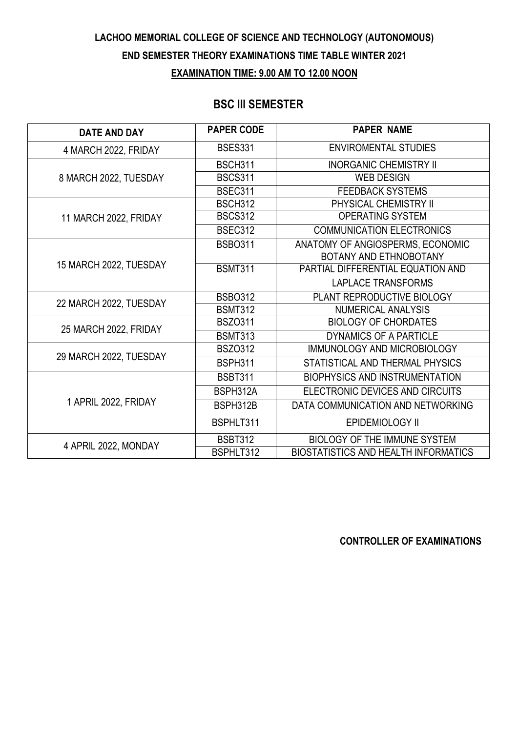**LACHOO MEMORIAL COLLEGE OF SCIENCE AND TECHNOLOGY (AUTONOMOUS)**

**END SEMESTER THEORY EXAMINATIONS TIME TABLE WINTER 2021**

**EXAMINATION TIME: 9.00 AM TO 12.00 NOON**

## BSC III SEMESTER

| DATE AND DAY | PAPER CODE | PAPER NAME |
|---|---|---|
| 4 MARCH 2022, FRIDAY | BSES331 | ENVIROMENTAL STUDIES |
| 8 MARCH 2022, TUESDAY | BSCH311 | INORGANIC CHEMISTRY II |
| | BSCS311 | WEB DESIGN |
| | BSEC311 | FEEDBACK SYSTEMS |
| 11 MARCH 2022, FRIDAY | BSCH312 | PHYSICAL CHEMISTRY II |
| | BSCS312 | OPERATING SYSTEM |
| | BSEC312 | COMMUNICATION ELECTRONICS |
| 15 MARCH 2022, TUESDAY | BSBO311 | ANATOMY OF ANGIOSPERMS, ECONOMIC BOTANY AND ETHNOBOTANY |
| | BSMT311 | PARTIAL DIFFERENTIAL EQUATION AND LAPLACE TRANSFORMS |
| 22 MARCH 2022, TUESDAY | BSBO312 | PLANT REPRODUCTIVE BIOLOGY |
| | BSMT312 | NUMERICAL ANALYSIS |
| 25 MARCH 2022, FRIDAY | BSZO311 | BIOLOGY OF CHORDATES |
| | BSMT313 | DYNAMICS OF A PARTICLE |
| 29 MARCH 2022, TUESDAY | BSZO312 | IMMUNOLOGY AND MICROBIOLOGY |
| | BSPH311 | STATISTICAL AND THERMAL PHYSICS |
| 1 APRIL 2022, FRIDAY | BSBT311 | BIOPHYSICS AND INSTRUMENTATION |
| | BSPH312A | ELECTRONIC DEVICES AND CIRCUITS |
| | BSPH312B | DATA COMMUNICATION AND NETWORKING |
| | BSPHLT311 | EPIDEMIOLOGY II |
| 4 APRIL 2022, MONDAY | BSBT312 | BIOLOGY OF THE IMMUNE SYSTEM |
| | BSPHLT312 | BIOSTATISTICS AND HEALTH INFORMATICS |

**CONTROLLER OF EXAMINATIONS**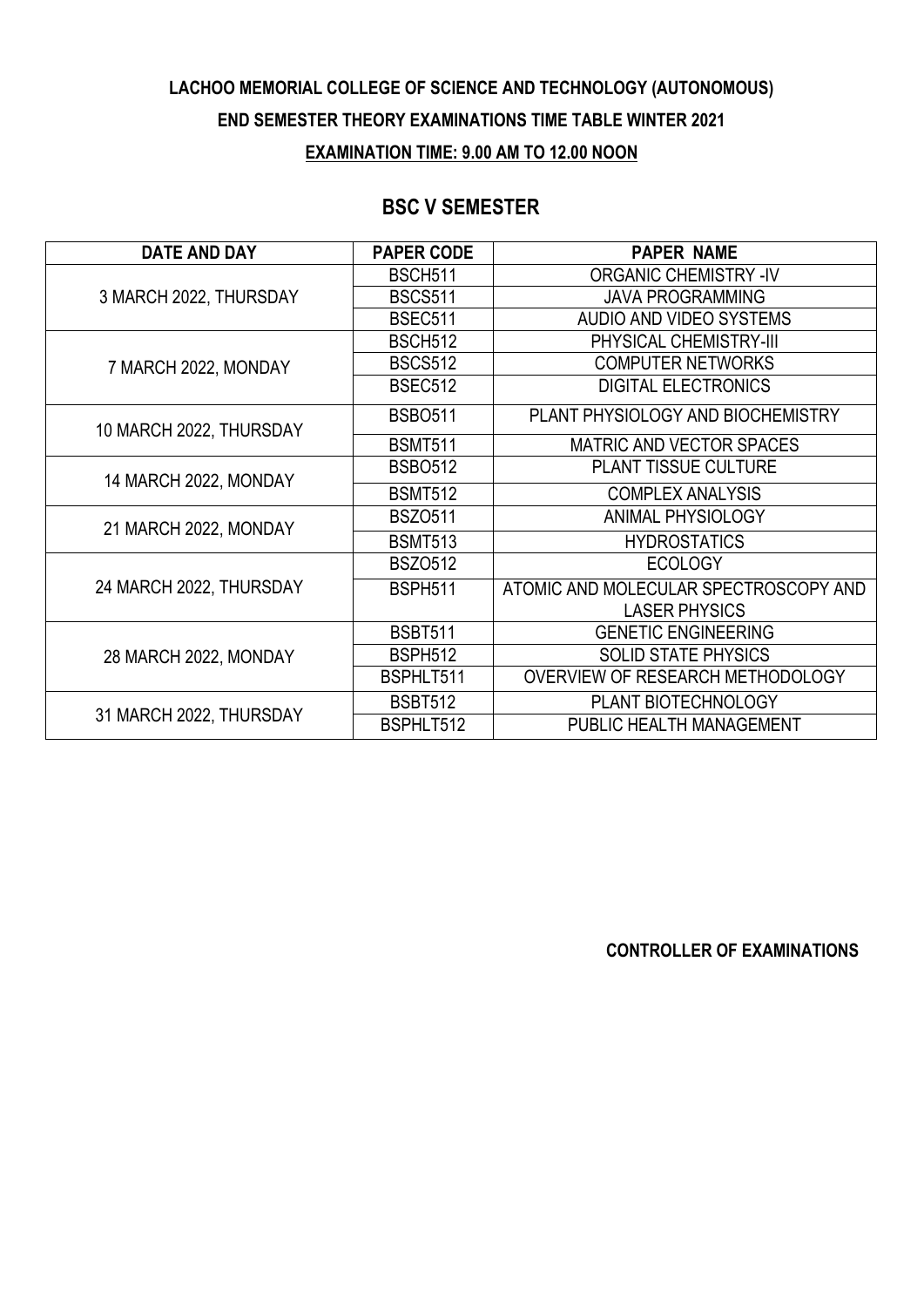**LACHOO MEMORIAL COLLEGE OF SCIENCE AND TECHNOLOGY (AUTONOMOUS)**

**END SEMESTER THEORY EXAMINATIONS TIME TABLE WINTER 2021**

**EXAMINATION TIME: 9.00 AM TO 12.00 NOON**

## BSC V SEMESTER

| DATE AND DAY | PAPER CODE | PAPER NAME |
|---|---|---|
| 3 MARCH 2022, THURSDAY | BSCH511 | ORGANIC CHEMISTRY -IV |
| | BSCS511 | JAVA PROGRAMMING |
| | BSEC511 | AUDIO AND VIDEO SYSTEMS |
| 7 MARCH 2022, MONDAY | BSCH512 | PHYSICAL CHEMISTRY-III |
| | BSCS512 | COMPUTER NETWORKS |
| | BSEC512 | DIGITAL ELECTRONICS |
| 10 MARCH 2022, THURSDAY | BSBO511 | PLANT PHYSIOLOGY AND BIOCHEMISTRY |
| | BSMT511 | MATRIC AND VECTOR SPACES |
| 14 MARCH 2022, MONDAY | BSBO512 | PLANT TISSUE CULTURE |
| | BSMT512 | COMPLEX ANALYSIS |
| 21 MARCH 2022, MONDAY | BSZO511 | ANIMAL PHYSIOLOGY |
| | BSMT513 | HYDROSTATICS |
| 24 MARCH 2022, THURSDAY | BSZO512 | ECOLOGY |
| | BSPH511 | ATOMIC AND MOLECULAR SPECTROSCOPY AND LASER PHYSICS |
| 28 MARCH 2022, MONDAY | BSBT511 | GENETIC ENGINEERING |
| | BSPH512 | SOLID STATE PHYSICS |
| | BSPHLT511 | OVERVIEW OF RESEARCH METHODOLOGY |
| 31 MARCH 2022, THURSDAY | BSBT512 | PLANT BIOTECHNOLOGY |
| | BSPHLT512 | PUBLIC HEALTH MANAGEMENT |

**CONTROLLER OF EXAMINATIONS**